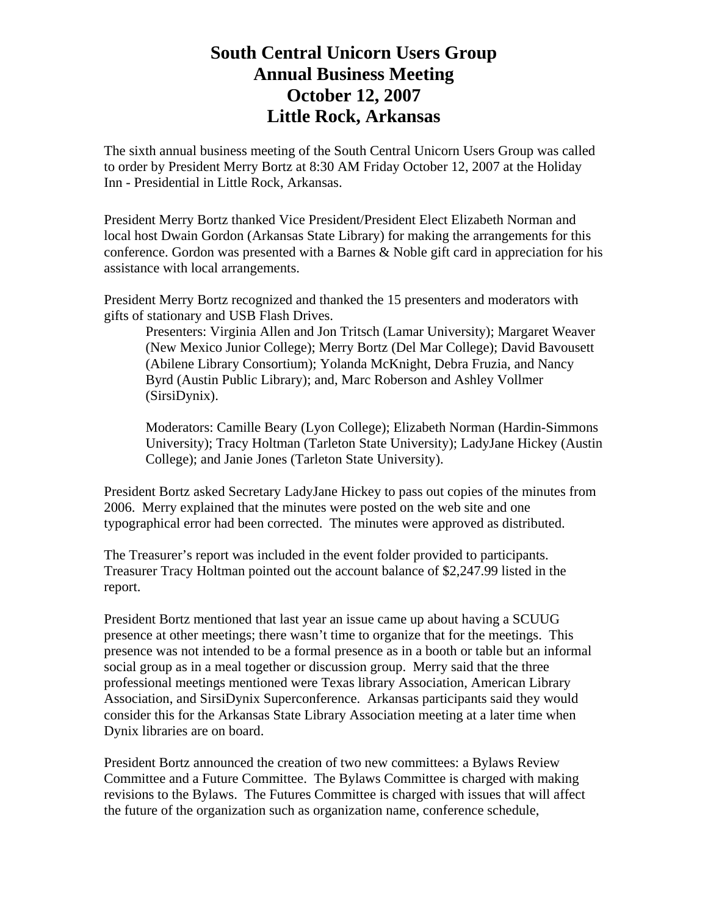# South Central Unicorn Users Group
# Annual Business Meeting
# October 12, 2007
# Little Rock, Arkansas

The sixth annual business meeting of the South Central Unicorn Users Group was called to order by President Merry Bortz at 8:30 AM Friday October 12, 2007 at the Holiday Inn - Presidential in Little Rock, Arkansas.

President Merry Bortz thanked Vice President/President Elect Elizabeth Norman and local host Dwain Gordon (Arkansas State Library) for making the arrangements for this conference. Gordon was presented with a Barnes & Noble gift card in appreciation for his assistance with local arrangements.

President Merry Bortz recognized and thanked the 15 presenters and moderators with gifts of stationary and USB Flash Drives.

> Presenters: Virginia Allen and Jon Tritsch (Lamar University); Margaret Weaver (New Mexico Junior College); Merry Bortz (Del Mar College); David Bavousett (Abilene Library Consortium); Yolanda McKnight, Debra Fruzia, and Nancy Byrd (Austin Public Library); and, Marc Roberson and Ashley Vollmer (SirsiDynix).
>
> Moderators: Camille Beary (Lyon College); Elizabeth Norman (Hardin-Simmons University); Tracy Holtman (Tarleton State University); LadyJane Hickey (Austin College); and Janie Jones (Tarleton State University).

President Bortz asked Secretary LadyJane Hickey to pass out copies of the minutes from 2006. Merry explained that the minutes were posted on the web site and one typographical error had been corrected. The minutes were approved as distributed.

The Treasurer's report was included in the event folder provided to participants. Treasurer Tracy Holtman pointed out the account balance of $2,247.99 listed in the report.

President Bortz mentioned that last year an issue came up about having a SCUUG presence at other meetings; there wasn't time to organize that for the meetings. This presence was not intended to be a formal presence as in a booth or table but an informal social group as in a meal together or discussion group. Merry said that the three professional meetings mentioned were Texas library Association, American Library Association, and SirsiDynix Superconference. Arkansas participants said they would consider this for the Arkansas State Library Association meeting at a later time when Dynix libraries are on board.

President Bortz announced the creation of two new committees: a Bylaws Review Committee and a Future Committee. The Bylaws Committee is charged with making revisions to the Bylaws. The Futures Committee is charged with issues that will affect the future of the organization such as organization name, conference schedule,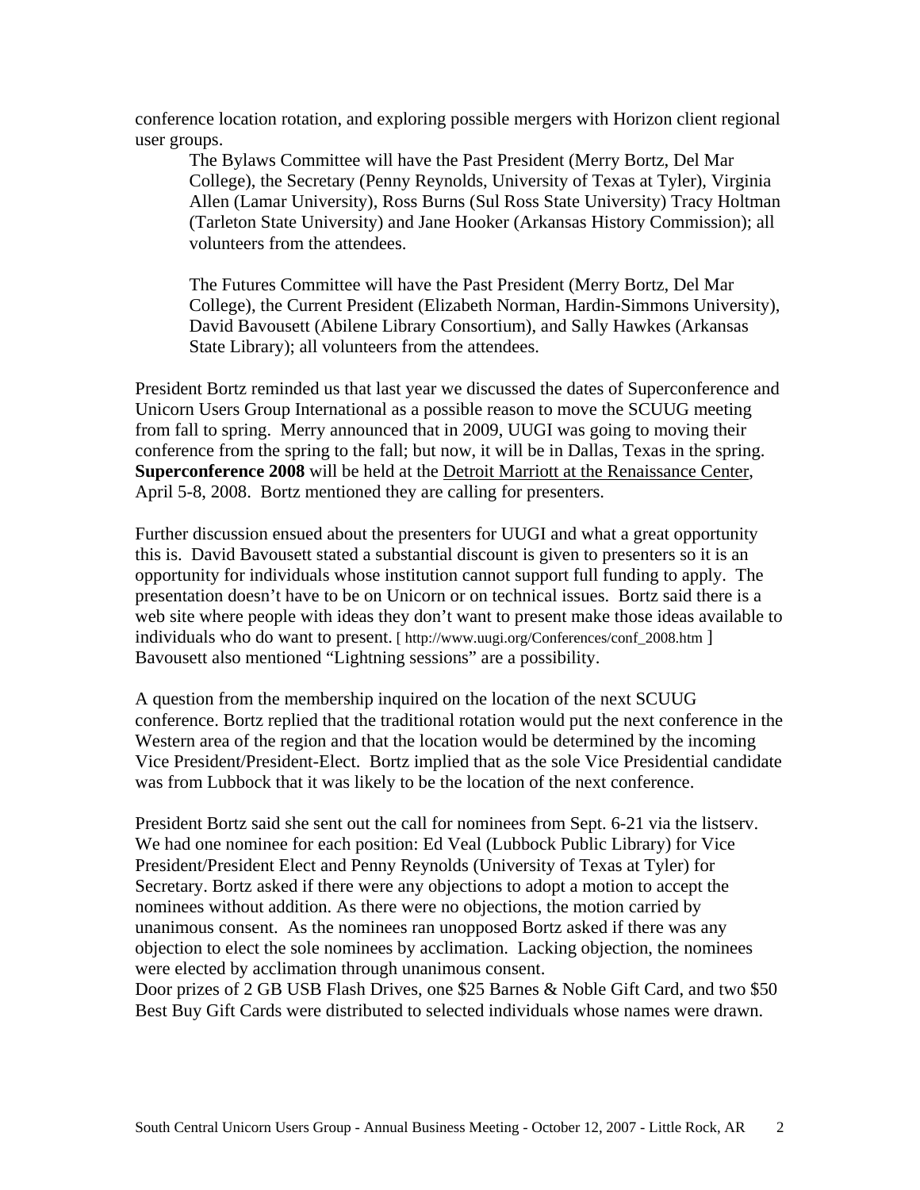conference location rotation, and exploring possible mergers with Horizon client regional user groups.

> The Bylaws Committee will have the Past President (Merry Bortz, Del Mar College), the Secretary (Penny Reynolds, University of Texas at Tyler), Virginia Allen (Lamar University), Ross Burns (Sul Ross State University) Tracy Holtman (Tarleton State University) and Jane Hooker (Arkansas History Commission); all volunteers from the attendees.
>
> The Futures Committee will have the Past President (Merry Bortz, Del Mar College), the Current President (Elizabeth Norman, Hardin-Simmons University), David Bavousett (Abilene Library Consortium), and Sally Hawkes (Arkansas State Library); all volunteers from the attendees.

President Bortz reminded us that last year we discussed the dates of Superconference and Unicorn Users Group International as a possible reason to move the SCUUG meeting from fall to spring. Merry announced that in 2009, UUGI was going to moving their conference from the spring to the fall; but now, it will be in Dallas, Texas in the spring. **Superconference 2008** will be held at the Detroit Marriott at the Renaissance Center, April 5-8, 2008. Bortz mentioned they are calling for presenters.

Further discussion ensued about the presenters for UUGI and what a great opportunity this is. David Bavousett stated a substantial discount is given to presenters so it is an opportunity for individuals whose institution cannot support full funding to apply. The presentation doesn't have to be on Unicorn or on technical issues. Bortz said there is a web site where people with ideas they don't want to present make those ideas available to individuals who do want to present. [ http://www.uugi.org/Conferences/conf_2008.htm ] Bavousett also mentioned "Lightning sessions" are a possibility.

A question from the membership inquired on the location of the next SCUUG conference. Bortz replied that the traditional rotation would put the next conference in the Western area of the region and that the location would be determined by the incoming Vice President/President-Elect. Bortz implied that as the sole Vice Presidential candidate was from Lubbock that it was likely to be the location of the next conference.

President Bortz said she sent out the call for nominees from Sept. 6-21 via the listserv. We had one nominee for each position: Ed Veal (Lubbock Public Library) for Vice President/President Elect and Penny Reynolds (University of Texas at Tyler) for Secretary. Bortz asked if there were any objections to adopt a motion to accept the nominees without addition. As there were no objections, the motion carried by unanimous consent. As the nominees ran unopposed Bortz asked if there was any objection to elect the sole nominees by acclimation. Lacking objection, the nominees were elected by acclimation through unanimous consent.

Door prizes of 2 GB USB Flash Drives, one $25 Barnes & Noble Gift Card, and two $50 Best Buy Gift Cards were distributed to selected individuals whose names were drawn.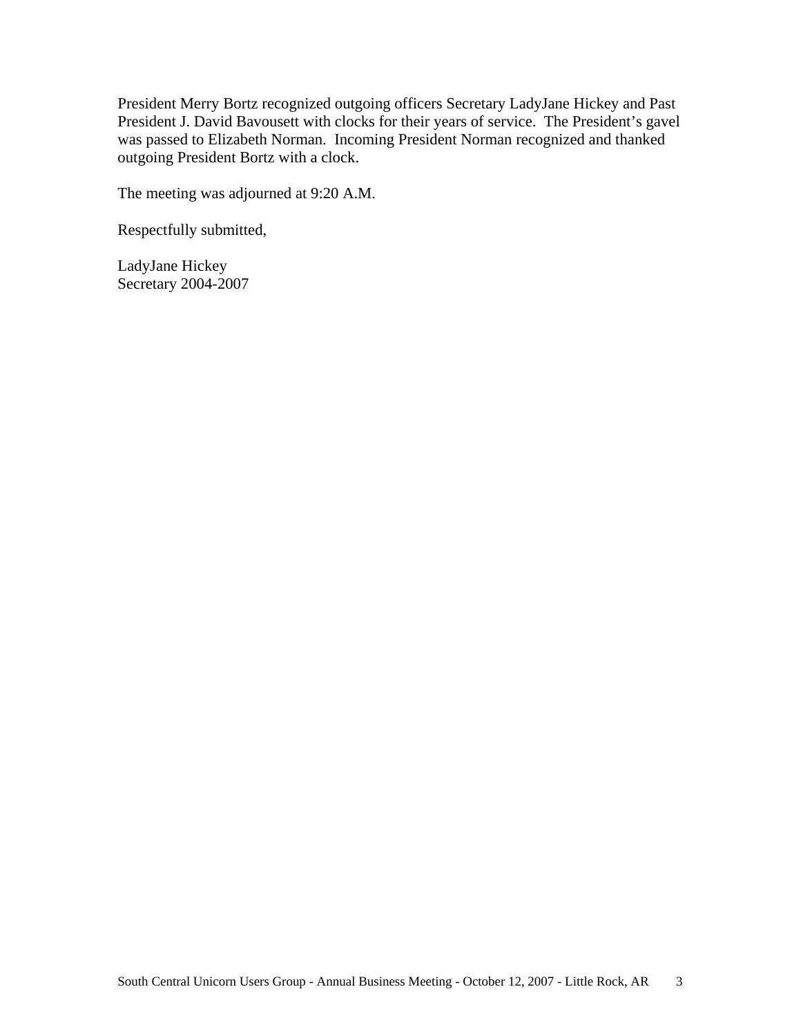President Merry Bortz recognized outgoing officers Secretary LadyJane Hickey and Past President J. David Bavousett with clocks for their years of service. The President's gavel was passed to Elizabeth Norman. Incoming President Norman recognized and thanked outgoing President Bortz with a clock.

The meeting was adjourned at 9:20 A.M.

Respectfully submitted,

LadyJane Hickey
Secretary 2004-2007